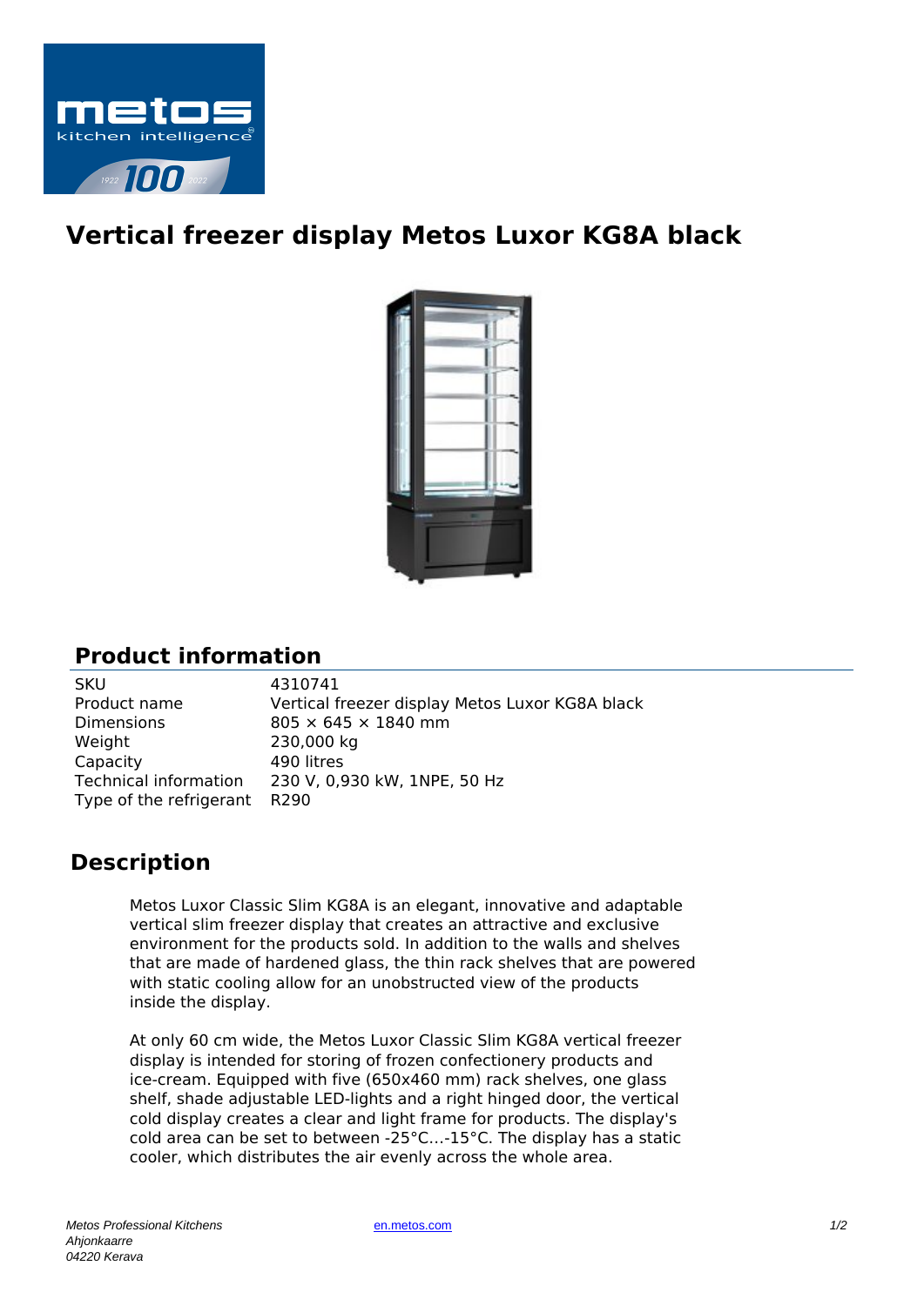# Vertical freezer display Metos Luxor KG8A black

## Product information

| | |
|---|---|
| SKU | 4310741 |
| Product name | Vertical freezer display Metos Luxor KG8A black |
| Dimensions | 805 × 645 × 1840 mm |
| Weight | 230,000 kg |
| Capacity | 490 litres |
| Technical information | 230 V, 0,930 kW, 1NPE, 50 Hz |
| Type of the refrigerant | R290 |

## Description

Metos Luxor Classic Slim KG8A is an elegant, innovative and adaptable vertical slim freezer display that creates an attractive and exclusive environment for the products sold. In addition to the walls and shelves that are made of hardened glass, the thin rack shelves that are powered with static cooling allow for an unobstructed view of the products inside the display.

At only 60 cm wide, the Metos Luxor Classic Slim KG8A vertical freezer display is intended for storing of frozen confectionery products and ice-cream. Equipped with five (650x460 mm) rack shelves, one glass shelf, shade adjustable LED-lights and a right hinged door, the vertical cold display creates a clear and light frame for products. The display's cold area can be set to between -25°C...-15°C. The display has a static cooler, which distributes the air evenly across the whole area.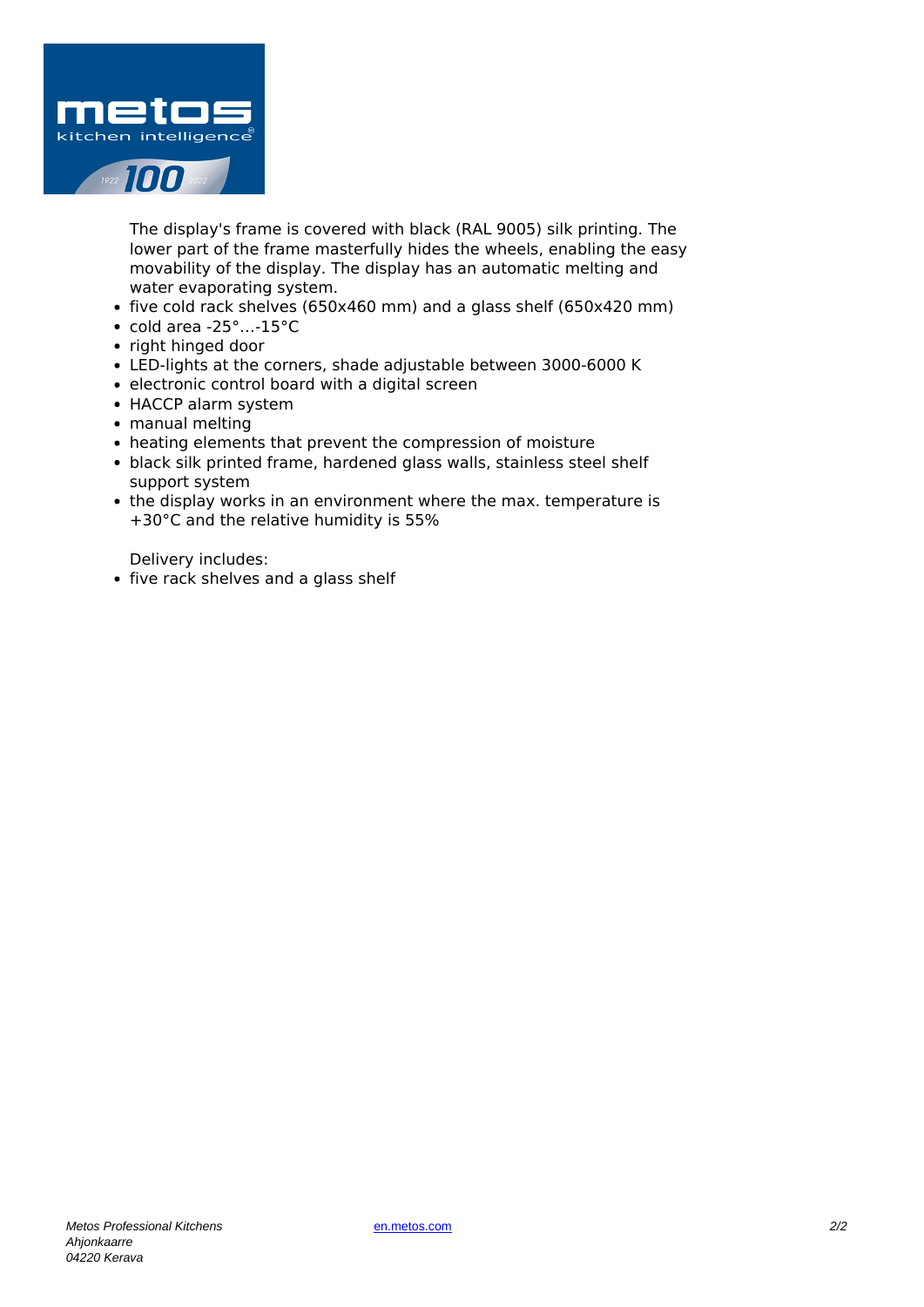The display's frame is covered with black (RAL 9005) silk printing. The lower part of the frame masterfully hides the wheels, enabling the easy movability of the display. The display has an automatic melting and water evaporating system.

- five cold rack shelves (650x460 mm) and a glass shelf (650x420 mm)
- cold area -25°...-15°C
- right hinged door
- LED-lights at the corners, shade adjustable between 3000-6000 K
- electronic control board with a digital screen
- HACCP alarm system
- manual melting
- heating elements that prevent the compression of moisture
- black silk printed frame, hardened glass walls, stainless steel shelf support system
- the display works in an environment where the max. temperature is +30°C and the relative humidity is 55%

Delivery includes:

- five rack shelves and a glass shelf